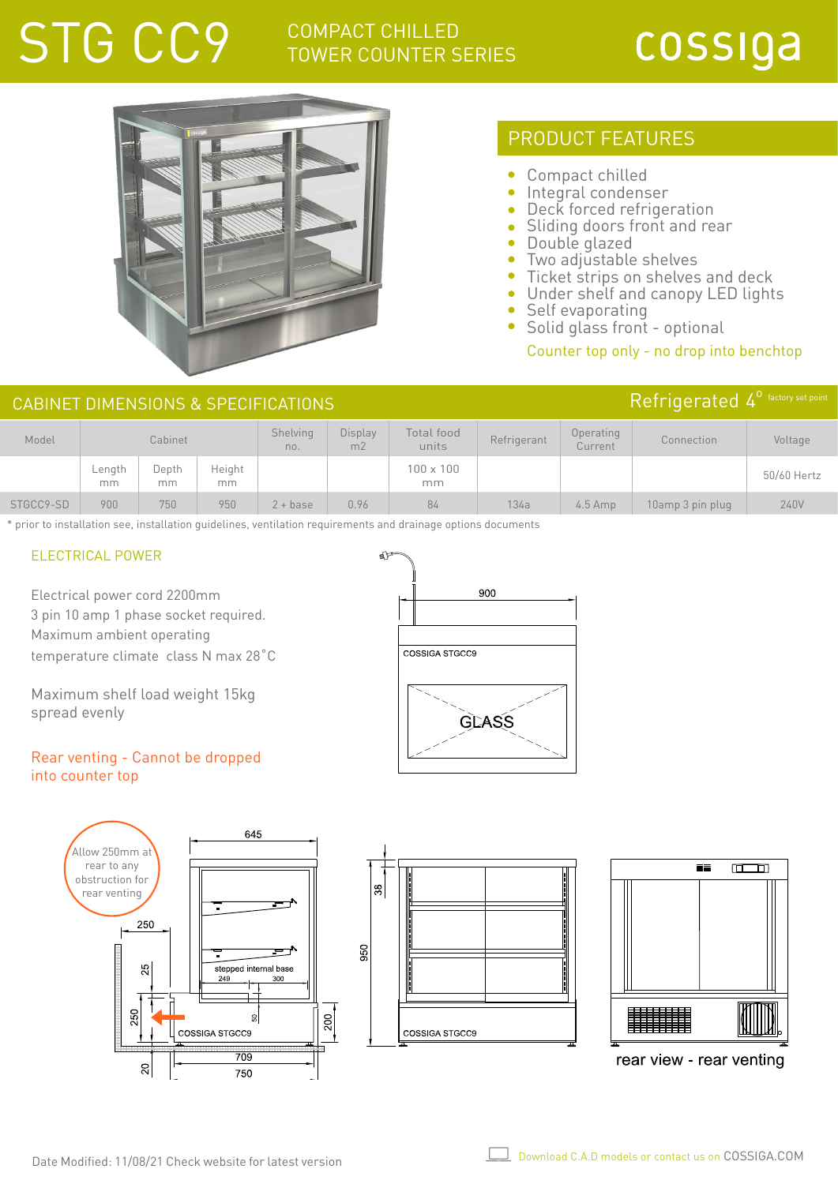# STG CC9

## COMPACT CHILLED TOWER COUNTER SERIES

cossiga

## PRODUCT FEATURES

- Compact chilled
- Integral condenser
- Deck forced refrigeration
- Sliding doors front and rear
- Double glazed
- Two adjustable shelves
- Ticket strips on shelves and deck
- Under shelf and canopy LED lights
- Self evaporating
- Solid glass front - optional

Counter top only - no drop into benchtop

## CABINET DIMENSIONS & SPECIFICATIONS

Refrigerated 4° factory set point

| Model | Cabinet | | | Shelving no. | Display m2 | Total food units | Refrigerant | Operating Current | Connection | Voltage |
|---|---|---|---|---|---|---|---|---|---|---|
| | Length mm | Depth mm | Height mm | | | 100 x 100 mm | | | | 50/60 Hertz |
| STGCC9-SD | 900 | 750 | 950 | 2 + base | 0.96 | 84 | 134a | 4.5 Amp | 10amp 3 pin plug | 240V |

* prior to installation see, installation guidelines, ventilation requirements and drainage options documents

### ELECTRICAL POWER

Electrical power cord 2200mm
3 pin 10 amp 1 phase socket required.
Maximum ambient operating
temperature climate class N max 28˚C

Maximum shelf load weight 15kg
spread evenly

Rear venting - Cannot be dropped into counter top

Allow 250mm at rear to any obstruction for rear venting

rear view - rear venting

Date Modified: 11/08/21 Check website for latest version

Download C.A.D models or contact us on COSSIGA.COM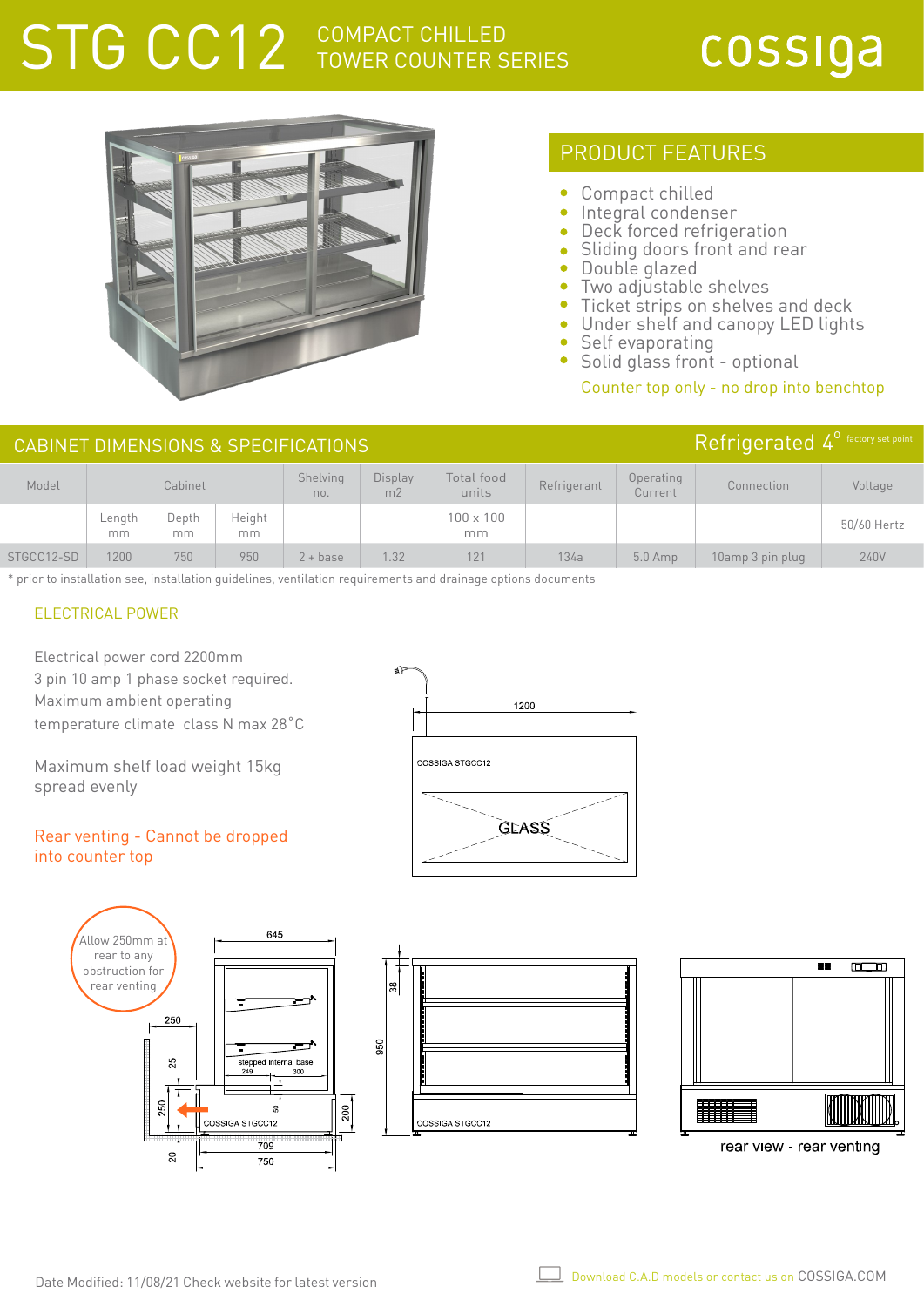# STG CC12 COMPACT CHILLED TOWER COUNTER SERIES

cossiga

## PRODUCT FEATURES

- Compact chilled
- Integral condenser
- Deck forced refrigeration
- Sliding doors front and rear
- Double glazed
- Two adjustable shelves
- Ticket strips on shelves and deck
- Under shelf and canopy LED lights
- Self evaporating
- Solid glass front - optional

Counter top only - no drop into benchtop

## CABINET DIMENSIONS & SPECIFICATIONS

Refrigerated 4° factory set point

| Model | Cabinet | | | Shelving no. | Display m2 | Total food units | Refrigerant | Operating Current | Connection | Voltage |
|---|---|---|---|---|---|---|---|---|---|---|
| | Length mm | Depth mm | Height mm | | | 100 x 100 mm | | | | 50/60 Hertz |
| STGCC12-SD | 1200 | 750 | 950 | 2 + base | 1.32 | 121 | 134a | 5.0 Amp | 10amp 3 pin plug | 240V |

* prior to installation see, installation guidelines, ventilation requirements and drainage options documents

### ELECTRICAL POWER

Electrical power cord 2200mm
3 pin 10 amp 1 phase socket required.
Maximum ambient operating
temperature climate class N max 28˚C

Maximum shelf load weight 15kg
spread evenly

Rear venting - Cannot be dropped into counter top

1200
COSSIGA STGCC12
GLASS

Allow 250mm at rear to any obstruction for rear venting

645
250
25
250
stepped internal base
249
300
50
200
COSSIGA STGCC12
709
750
20

38
950
COSSIGA STGCC12

rear view - rear venting

Date Modified: 11/08/21 Check website for latest version

Download C.A.D models or contact us on COSSIGA.COM